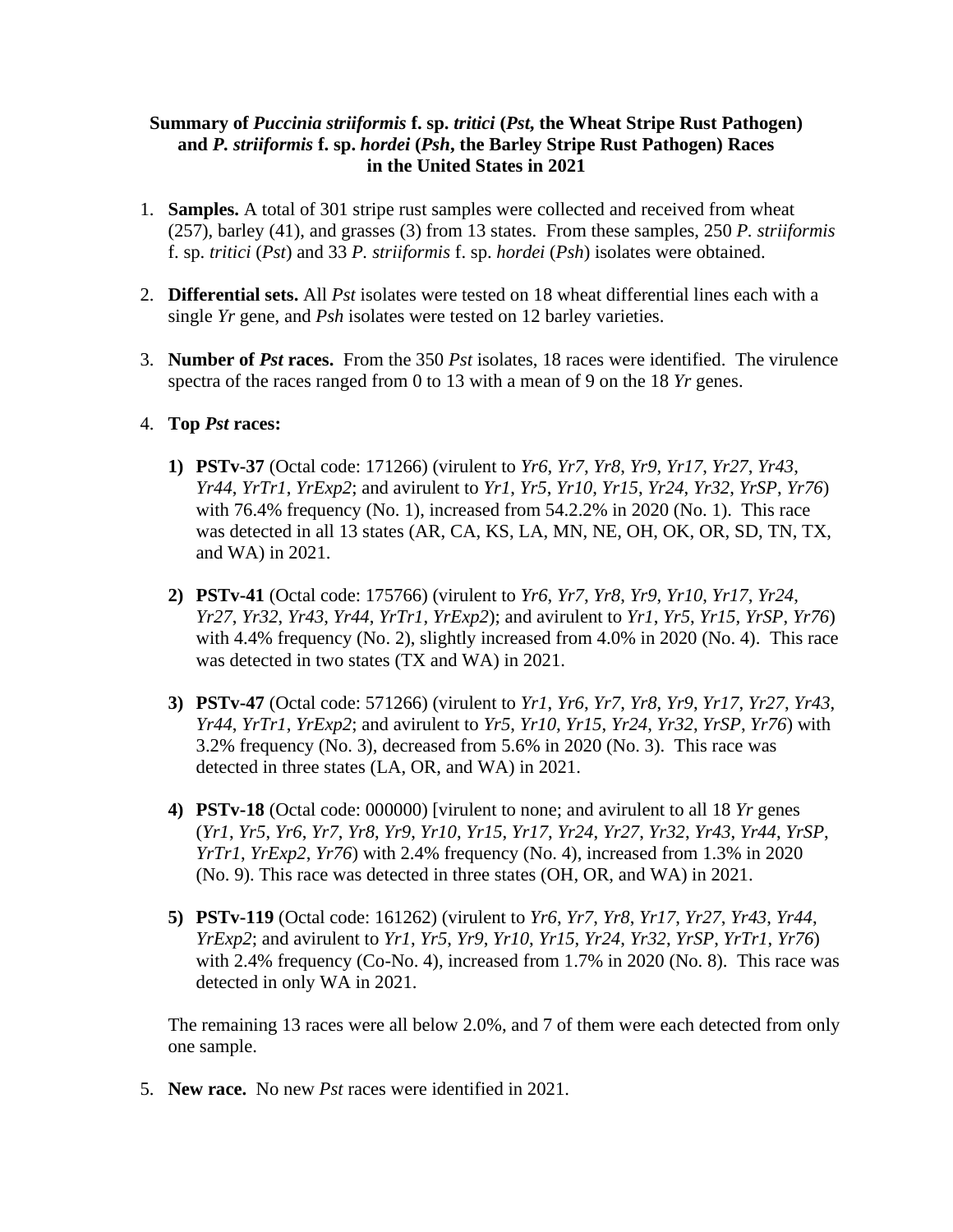**Summary of *Puccinia striiformis* f. sp. *tritici* (*Pst*, the Wheat Stripe Rust Pathogen) and *P. striiformis* f. sp. *hordei* (*Psh*, the Barley Stripe Rust Pathogen) Races in the United States in 2021**

1. **Samples.** A total of 301 stripe rust samples were collected and received from wheat (257), barley (41), and grasses (3) from 13 states. From these samples, 250 *P. striiformis* f. sp. *tritici* (*Pst*) and 33 *P. striiformis* f. sp. *hordei* (*Psh*) isolates were obtained.

2. **Differential sets.** All *Pst* isolates were tested on 18 wheat differential lines each with a single *Yr* gene, and *Psh* isolates were tested on 12 barley varieties.

3. **Number of *Pst* races.** From the 350 *Pst* isolates, 18 races were identified. The virulence spectra of the races ranged from 0 to 13 with a mean of 9 on the 18 *Yr* genes.

4. **Top *Pst* races:**

   **1) PSTv-37** (Octal code: 171266) (virulent to *Yr6*, *Yr7*, *Yr8*, *Yr9*, *Yr17*, *Yr27*, *Yr43*, *Yr44*, *YrTr1*, *YrExp2*; and avirulent to *Yr1*, *Yr5*, *Yr10*, *Yr15*, *Yr24*, *Yr32*, *YrSP*, *Yr76*) with 76.4% frequency (No. 1), increased from 54.2.2% in 2020 (No. 1). This race was detected in all 13 states (AR, CA, KS, LA, MN, NE, OH, OK, OR, SD, TN, TX, and WA) in 2021.

   **2) PSTv-41** (Octal code: 175766) (virulent to *Yr6*, *Yr7*, *Yr8*, *Yr9*, *Yr10*, *Yr17*, *Yr24*, *Yr27*, *Yr32*, *Yr43*, *Yr44*, *YrTr1*, *YrExp2*); and avirulent to *Yr1*, *Yr5*, *Yr15*, *YrSP*, *Yr76*) with 4.4% frequency (No. 2), slightly increased from 4.0% in 2020 (No. 4). This race was detected in two states (TX and WA) in 2021.

   **3) PSTv-47** (Octal code: 571266) (virulent to *Yr1*, *Yr6*, *Yr7*, *Yr8*, *Yr9*, *Yr17*, *Yr27*, *Yr43*, *Yr44*, *YrTr1*, *YrExp2*; and avirulent to *Yr5*, *Yr10*, *Yr15*, *Yr24*, *Yr32*, *YrSP*, *Yr76*) with 3.2% frequency (No. 3), decreased from 5.6% in 2020 (No. 3). This race was detected in three states (LA, OR, and WA) in 2021.

   **4) PSTv-18** (Octal code: 000000) [virulent to none; and avirulent to all 18 *Yr* genes (*Yr1*, *Yr5*, *Yr6*, *Yr7*, *Yr8*, *Yr9*, *Yr10*, *Yr15*, *Yr17*, *Yr24*, *Yr27*, *Yr32*, *Yr43*, *Yr44*, *YrSP*, *YrTr1*, *YrExp2*, *Yr76*) with 2.4% frequency (No. 4), increased from 1.3% in 2020 (No. 9). This race was detected in three states (OH, OR, and WA) in 2021.

   **5) PSTv-119** (Octal code: 161262) (virulent to *Yr6*, *Yr7*, *Yr8*, *Yr17*, *Yr27*, *Yr43*, *Yr44*, *YrExp2*; and avirulent to *Yr1*, *Yr5*, *Yr9*, *Yr10*, *Yr15*, *Yr24*, *Yr32*, *YrSP*, *YrTr1*, *Yr76*) with 2.4% frequency (Co-No. 4), increased from 1.7% in 2020 (No. 8). This race was detected in only WA in 2021.

   The remaining 13 races were all below 2.0%, and 7 of them were each detected from only one sample.

5. **New race.** No new *Pst* races were identified in 2021.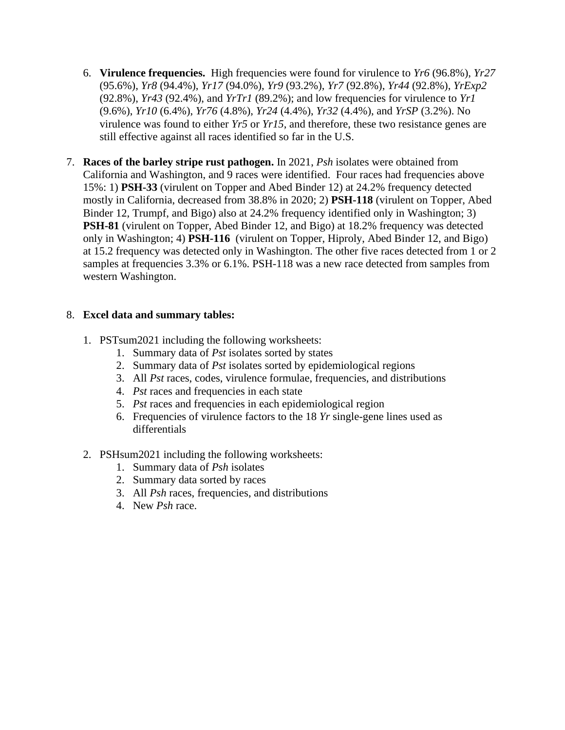6. **Virulence frequencies.** High frequencies were found for virulence to *Yr6* (96.8%), *Yr27* (95.6%), *Yr8* (94.4%), *Yr17* (94.0%), *Yr9* (93.2%), *Yr7* (92.8%), *Yr44* (92.8%), *YrExp2* (92.8%), *Yr43* (92.4%), and *YrTr1* (89.2%); and low frequencies for virulence to *Yr1* (9.6%), *Yr10* (6.4%), *Yr76* (4.8%), *Yr24* (4.4%), *Yr32* (4.4%), and *YrSP* (3.2%). No virulence was found to either *Yr5* or *Yr15*, and therefore, these two resistance genes are still effective against all races identified so far in the U.S.

7. **Races of the barley stripe rust pathogen.** In 2021, *Psh* isolates were obtained from California and Washington, and 9 races were identified. Four races had frequencies above 15%: 1) **PSH-33** (virulent on Topper and Abed Binder 12) at 24.2% frequency detected mostly in California, decreased from 38.8% in 2020; 2) **PSH-118** (virulent on Topper, Abed Binder 12, Trumpf, and Bigo) also at 24.2% frequency identified only in Washington; 3) **PSH-81** (virulent on Topper, Abed Binder 12, and Bigo) at 18.2% frequency was detected only in Washington; 4) **PSH-116** (virulent on Topper, Hiproly, Abed Binder 12, and Bigo) at 15.2 frequency was detected only in Washington. The other five races detected from 1 or 2 samples at frequencies 3.3% or 6.1%. PSH-118 was a new race detected from samples from western Washington.

8. **Excel data and summary tables:**

    1. PSTsum2021 including the following worksheets:
        1. Summary data of *Pst* isolates sorted by states
        2. Summary data of *Pst* isolates sorted by epidemiological regions
        3. All *Pst* races, codes, virulence formulae, frequencies, and distributions
        4. *Pst* races and frequencies in each state
        5. *Pst* races and frequencies in each epidemiological region
        6. Frequencies of virulence factors to the 18 *Yr* single-gene lines used as differentials

    2. PSHsum2021 including the following worksheets:
        1. Summary data of *Psh* isolates
        2. Summary data sorted by races
        3. All *Psh* races, frequencies, and distributions
        4. New *Psh* race.